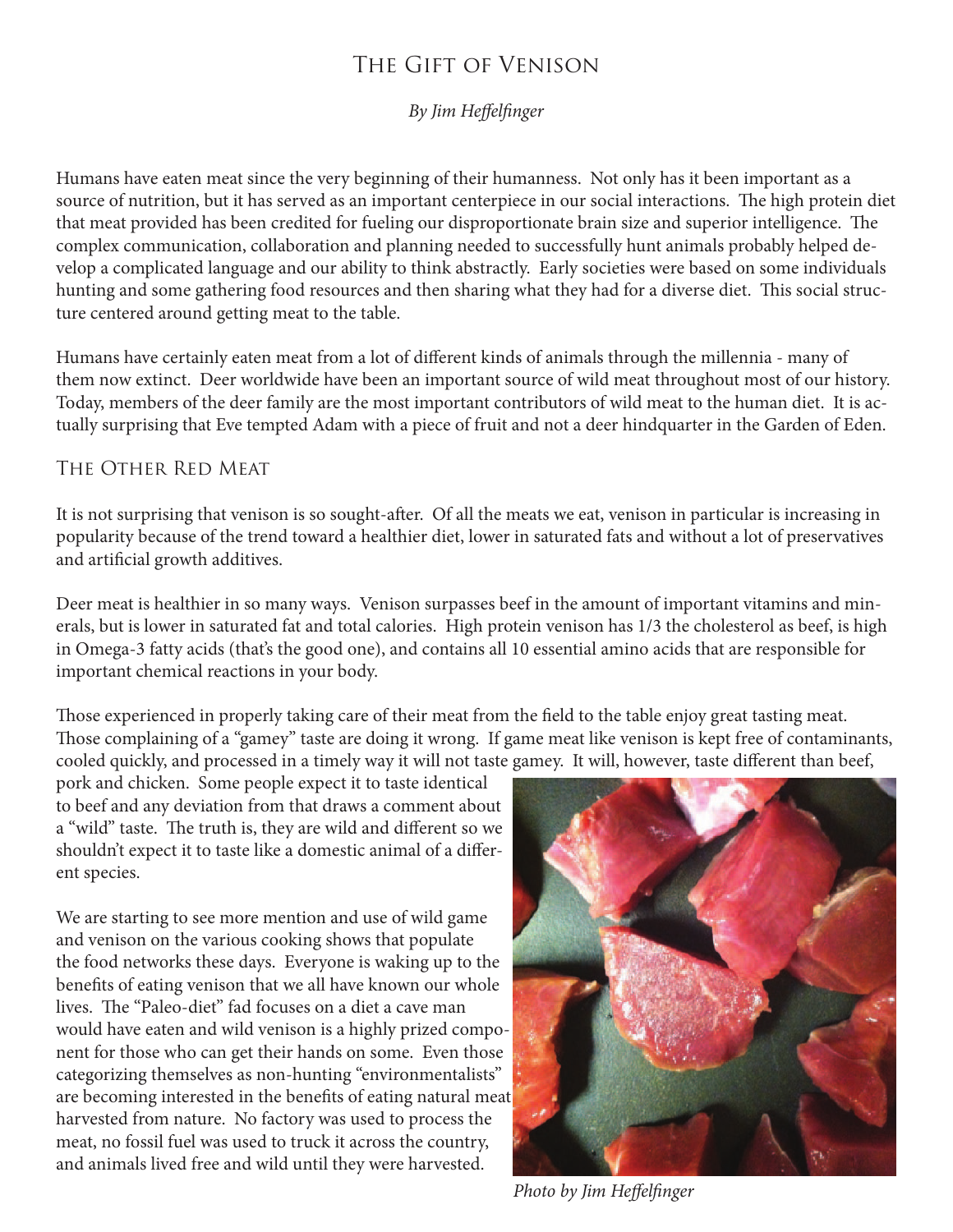# The Gift of Venison

*By Jim Heffelfinger*

Humans have eaten meat since the very beginning of their humanness. Not only has it been important as a source of nutrition, but it has served as an important centerpiece in our social interactions. The high protein diet that meat provided has been credited for fueling our disproportionate brain size and superior intelligence. The complex communication, collaboration and planning needed to successfully hunt animals probably helped develop a complicated language and our ability to think abstractly. Early societies were based on some individuals hunting and some gathering food resources and then sharing what they had for a diverse diet. This social structure centered around getting meat to the table.

Humans have certainly eaten meat from a lot of different kinds of animals through the millennia - many of them now extinct. Deer worldwide have been an important source of wild meat throughout most of our history. Today, members of the deer family are the most important contributors of wild meat to the human diet. It is actually surprising that Eve tempted Adam with a piece of fruit and not a deer hindquarter in the Garden of Eden.

## The Other Red Meat

It is not surprising that venison is so sought-after. Of all the meats we eat, venison in particular is increasing in popularity because of the trend toward a healthier diet, lower in saturated fats and without a lot of preservatives and artificial growth additives.

Deer meat is healthier in so many ways. Venison surpasses beef in the amount of important vitamins and minerals, but is lower in saturated fat and total calories. High protein venison has 1/3 the cholesterol as beef, is high in Omega-3 fatty acids (that's the good one), and contains all 10 essential amino acids that are responsible for important chemical reactions in your body.

Those experienced in properly taking care of their meat from the field to the table enjoy great tasting meat. Those complaining of a "gamey" taste are doing it wrong. If game meat like venison is kept free of contaminants, cooled quickly, and processed in a timely way it will not taste gamey. It will, however, taste different than beef, pork and chicken. Some people expect it to taste identical to beef and any deviation from that draws a comment about a "wild" taste. The truth is, they are wild and different so we shouldn't expect it to taste like a domestic animal of a different species.

We are starting to see more mention and use of wild game and venison on the various cooking shows that populate the food networks these days. Everyone is waking up to the benefits of eating venison that we all have known our whole lives. The "Paleo-diet" fad focuses on a diet a cave man would have eaten and wild venison is a highly prized component for those who can get their hands on some. Even those categorizing themselves as non-hunting "environmentalists" are becoming interested in the benefits of eating natural meat harvested from nature. No factory was used to process the meat, no fossil fuel was used to truck it across the country, and animals lived free and wild until they were harvested.

*Photo by Jim Heffelfinger*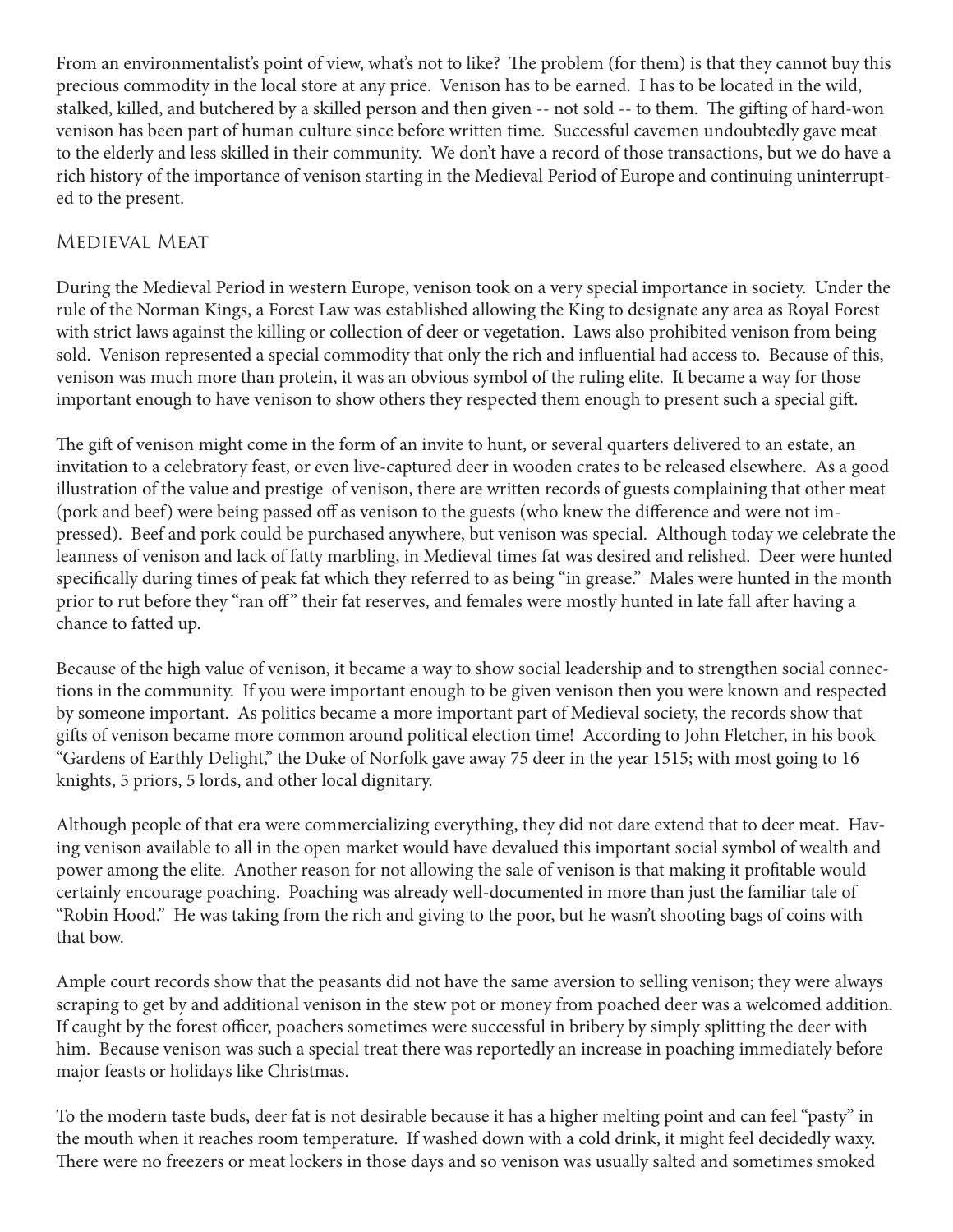From an environmentalist's point of view, what's not to like? The problem (for them) is that they cannot buy this precious commodity in the local store at any price. Venison has to be earned. I has to be located in the wild, stalked, killed, and butchered by a skilled person and then given -- not sold -- to them. The gifting of hard-won venison has been part of human culture since before written time. Successful cavemen undoubtedly gave meat to the elderly and less skilled in their community. We don't have a record of those transactions, but we do have a rich history of the importance of venison starting in the Medieval Period of Europe and continuing uninterrupted to the present.

## Medieval Meat

During the Medieval Period in western Europe, venison took on a very special importance in society. Under the rule of the Norman Kings, a Forest Law was established allowing the King to designate any area as Royal Forest with strict laws against the killing or collection of deer or vegetation. Laws also prohibited venison from being sold. Venison represented a special commodity that only the rich and influential had access to. Because of this, venison was much more than protein, it was an obvious symbol of the ruling elite. It became a way for those important enough to have venison to show others they respected them enough to present such a special gift.

The gift of venison might come in the form of an invite to hunt, or several quarters delivered to an estate, an invitation to a celebratory feast, or even live-captured deer in wooden crates to be released elsewhere. As a good illustration of the value and prestige of venison, there are written records of guests complaining that other meat (pork and beef) were being passed off as venison to the guests (who knew the difference and were not impressed). Beef and pork could be purchased anywhere, but venison was special. Although today we celebrate the leanness of venison and lack of fatty marbling, in Medieval times fat was desired and relished. Deer were hunted specifically during times of peak fat which they referred to as being "in grease." Males were hunted in the month prior to rut before they "ran off" their fat reserves, and females were mostly hunted in late fall after having a chance to fatted up.

Because of the high value of venison, it became a way to show social leadership and to strengthen social connections in the community. If you were important enough to be given venison then you were known and respected by someone important. As politics became a more important part of Medieval society, the records show that gifts of venison became more common around political election time! According to John Fletcher, in his book "Gardens of Earthly Delight," the Duke of Norfolk gave away 75 deer in the year 1515; with most going to 16 knights, 5 priors, 5 lords, and other local dignitary.

Although people of that era were commercializing everything, they did not dare extend that to deer meat. Having venison available to all in the open market would have devalued this important social symbol of wealth and power among the elite. Another reason for not allowing the sale of venison is that making it profitable would certainly encourage poaching. Poaching was already well-documented in more than just the familiar tale of "Robin Hood." He was taking from the rich and giving to the poor, but he wasn't shooting bags of coins with that bow.

Ample court records show that the peasants did not have the same aversion to selling venison; they were always scraping to get by and additional venison in the stew pot or money from poached deer was a welcomed addition. If caught by the forest officer, poachers sometimes were successful in bribery by simply splitting the deer with him. Because venison was such a special treat there was reportedly an increase in poaching immediately before major feasts or holidays like Christmas.

To the modern taste buds, deer fat is not desirable because it has a higher melting point and can feel "pasty" in the mouth when it reaches room temperature. If washed down with a cold drink, it might feel decidedly waxy. There were no freezers or meat lockers in those days and so venison was usually salted and sometimes smoked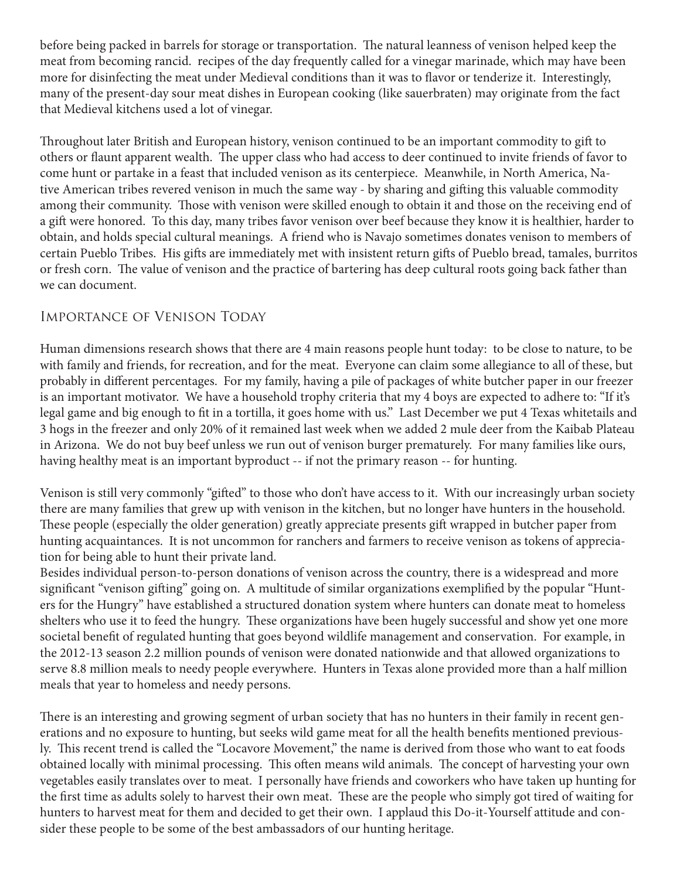before being packed in barrels for storage or transportation. The natural leanness of venison helped keep the meat from becoming rancid. recipes of the day frequently called for a vinegar marinade, which may have been more for disinfecting the meat under Medieval conditions than it was to flavor or tenderize it. Interestingly, many of the present-day sour meat dishes in European cooking (like sauerbraten) may originate from the fact that Medieval kitchens used a lot of vinegar.

Throughout later British and European history, venison continued to be an important commodity to gift to others or flaunt apparent wealth. The upper class who had access to deer continued to invite friends of favor to come hunt or partake in a feast that included venison as its centerpiece. Meanwhile, in North America, Native American tribes revered venison in much the same way - by sharing and gifting this valuable commodity among their community. Those with venison were skilled enough to obtain it and those on the receiving end of a gift were honored. To this day, many tribes favor venison over beef because they know it is healthier, harder to obtain, and holds special cultural meanings. A friend who is Navajo sometimes donates venison to members of certain Pueblo Tribes. His gifts are immediately met with insistent return gifts of Pueblo bread, tamales, burritos or fresh corn. The value of venison and the practice of bartering has deep cultural roots going back father than we can document.

## Importance of Venison Today

Human dimensions research shows that there are 4 main reasons people hunt today: to be close to nature, to be with family and friends, for recreation, and for the meat. Everyone can claim some allegiance to all of these, but probably in different percentages. For my family, having a pile of packages of white butcher paper in our freezer is an important motivator. We have a household trophy criteria that my 4 boys are expected to adhere to: "If it's legal game and big enough to fit in a tortilla, it goes home with us." Last December we put 4 Texas whitetails and 3 hogs in the freezer and only 20% of it remained last week when we added 2 mule deer from the Kaibab Plateau in Arizona. We do not buy beef unless we run out of venison burger prematurely. For many families like ours, having healthy meat is an important byproduct -- if not the primary reason -- for hunting.

Venison is still very commonly "gifted" to those who don't have access to it. With our increasingly urban society there are many families that grew up with venison in the kitchen, but no longer have hunters in the household. These people (especially the older generation) greatly appreciate presents gift wrapped in butcher paper from hunting acquaintances. It is not uncommon for ranchers and farmers to receive venison as tokens of appreciation for being able to hunt their private land.

Besides individual person-to-person donations of venison across the country, there is a widespread and more significant "venison gifting" going on. A multitude of similar organizations exemplified by the popular "Hunters for the Hungry" have established a structured donation system where hunters can donate meat to homeless shelters who use it to feed the hungry. These organizations have been hugely successful and show yet one more societal benefit of regulated hunting that goes beyond wildlife management and conservation. For example, in the 2012-13 season 2.2 million pounds of venison were donated nationwide and that allowed organizations to serve 8.8 million meals to needy people everywhere. Hunters in Texas alone provided more than a half million meals that year to homeless and needy persons.

There is an interesting and growing segment of urban society that has no hunters in their family in recent generations and no exposure to hunting, but seeks wild game meat for all the health benefits mentioned previously. This recent trend is called the "Locavore Movement," the name is derived from those who want to eat foods obtained locally with minimal processing. This often means wild animals. The concept of harvesting your own vegetables easily translates over to meat. I personally have friends and coworkers who have taken up hunting for the first time as adults solely to harvest their own meat. These are the people who simply got tired of waiting for hunters to harvest meat for them and decided to get their own. I applaud this Do-it-Yourself attitude and consider these people to be some of the best ambassadors of our hunting heritage.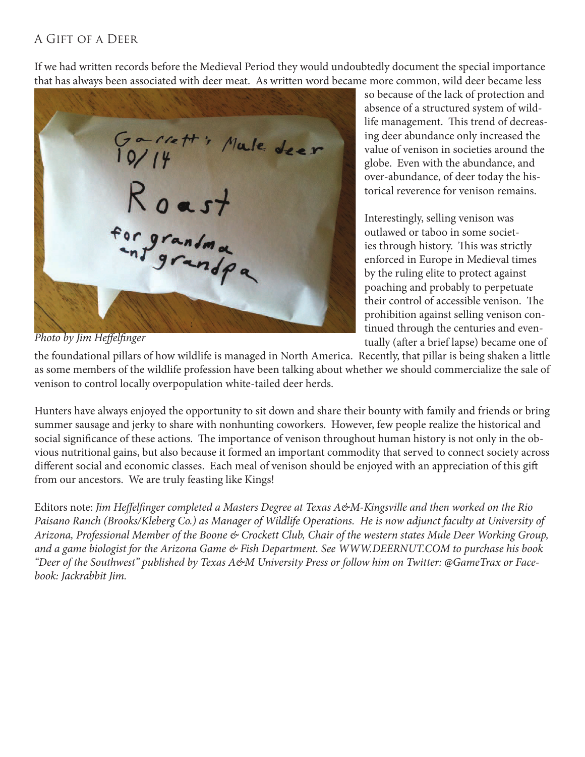## A Gift of a Deer

If we had written records before the Medieval Period they would undoubtedly document the special importance that has always been associated with deer meat. As written word became more common, wild deer became less so because of the lack of protection and absence of a structured system of wildlife management. This trend of decreasing deer abundance only increased the value of venison in societies around the globe. Even with the abundance, and over-abundance, of deer today the historical reverence for venison remains.

*Photo by Jim Heffelfinger*

Interestingly, selling venison was outlawed or taboo in some societies through history. This was strictly enforced in Europe in Medieval times by the ruling elite to protect against poaching and probably to perpetuate their control of accessible venison. The prohibition against selling venison continued through the centuries and eventually (after a brief lapse) became one of the foundational pillars of how wildlife is managed in North America. Recently, that pillar is being shaken a little as some members of the wildlife profession have been talking about whether we should commercialize the sale of venison to control locally overpopulation white-tailed deer herds.

Hunters have always enjoyed the opportunity to sit down and share their bounty with family and friends or bring summer sausage and jerky to share with nonhunting coworkers. However, few people realize the historical and social significance of these actions. The importance of venison throughout human history is not only in the obvious nutritional gains, but also because it formed an important commodity that served to connect society across different social and economic classes. Each meal of venison should be enjoyed with an appreciation of this gift from our ancestors. We are truly feasting like Kings!

Editors note: *Jim Heffelfinger completed a Masters Degree at Texas A&M-Kingsville and then worked on the Rio Paisano Ranch (Brooks/Kleberg Co.) as Manager of Wildlife Operations. He is now adjunct faculty at University of Arizona, Professional Member of the Boone & Crockett Club, Chair of the western states Mule Deer Working Group, and a game biologist for the Arizona Game & Fish Department. See WWW.DEERNUT.COM to purchase his book "Deer of the Southwest" published by Texas A&M University Press or follow him on Twitter: @GameTrax or Facebook: Jackrabbit Jim.*